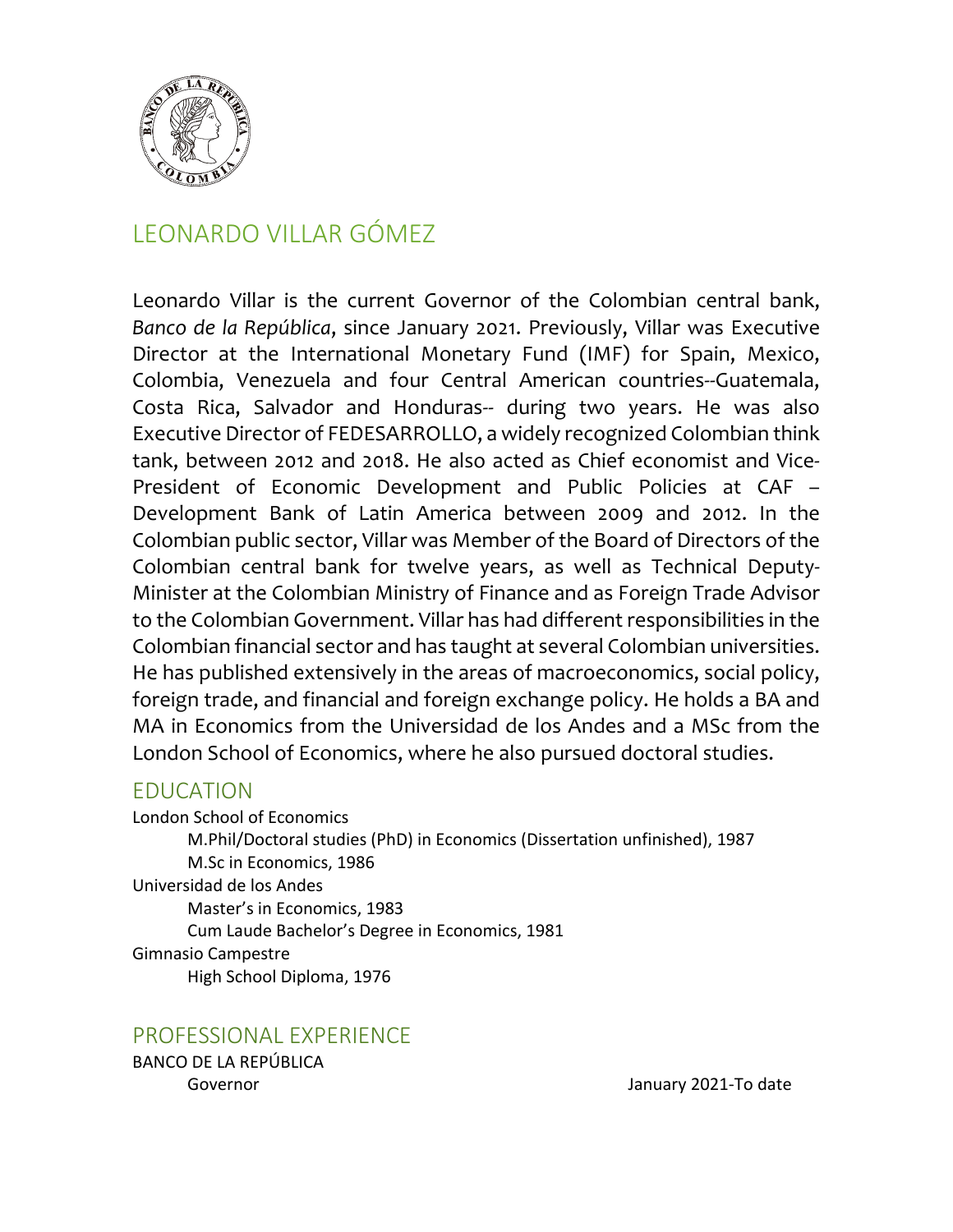# LEONARDO VILLAR GÓMEZ

Leonardo Villar is the current Governor of the Colombian central bank, *Banco de la República*, since January 2021. Previously, Villar was Executive Director at the International Monetary Fund (IMF) for Spain, Mexico, Colombia, Venezuela and four Central American countries--Guatemala, Costa Rica, Salvador and Honduras-- during two years. He was also Executive Director of FEDESARROLLO, a widely recognized Colombian think tank, between 2012 and 2018. He also acted as Chief economist and Vice-President of Economic Development and Public Policies at CAF – Development Bank of Latin America between 2009 and 2012. In the Colombian public sector, Villar was Member of the Board of Directors of the Colombian central bank for twelve years, as well as Technical Deputy-Minister at the Colombian Ministry of Finance and as Foreign Trade Advisor to the Colombian Government. Villar has had different responsibilities in the Colombian financial sector and has taught at several Colombian universities. He has published extensively in the areas of macroeconomics, social policy, foreign trade, and financial and foreign exchange policy. He holds a BA and MA in Economics from the Universidad de los Andes and a MSc from the London School of Economics, where he also pursued doctoral studies.

## EDUCATION

London School of Economics
- M.Phil/Doctoral studies (PhD) in Economics (Dissertation unfinished), 1987
- M.Sc in Economics, 1986

Universidad de los Andes
- Master's in Economics, 1983
- Cum Laude Bachelor's Degree in Economics, 1981

Gimnasio Campestre
- High School Diploma, 1976

## PROFESSIONAL EXPERIENCE

BANCO DE LA REPÚBLICA
- Governor — January 2021-To date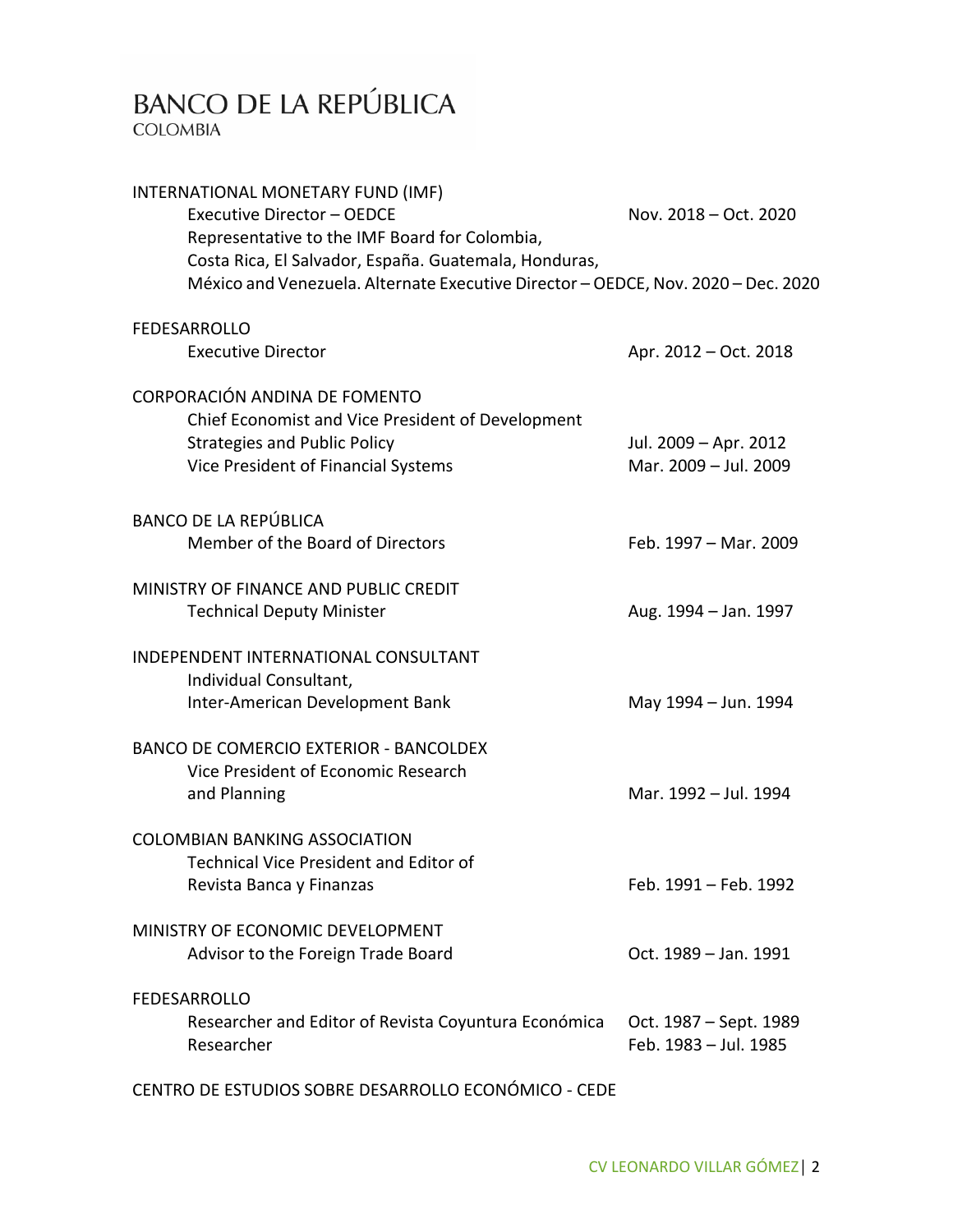INTERNATIONAL MONETARY FUND (IMF)

Executive Director – OEDCE — Nov. 2018 – Oct. 2020
Representative to the IMF Board for Colombia, Costa Rica, El Salvador, España. Guatemala, Honduras, México and Venezuela. Alternate Executive Director – OEDCE, Nov. 2020 – Dec. 2020

FEDESARROLLO

Executive Director — Apr. 2012 – Oct. 2018

CORPORACIÓN ANDINA DE FOMENTO

Chief Economist and Vice President of Development Strategies and Public Policy — Jul. 2009 – Apr. 2012
Vice President of Financial Systems — Mar. 2009 – Jul. 2009

BANCO DE LA REPÚBLICA

Member of the Board of Directors — Feb. 1997 – Mar. 2009

MINISTRY OF FINANCE AND PUBLIC CREDIT

Technical Deputy Minister — Aug. 1994 – Jan. 1997

INDEPENDENT INTERNATIONAL CONSULTANT

Individual Consultant, Inter-American Development Bank — May 1994 – Jun. 1994

BANCO DE COMERCIO EXTERIOR - BANCOLDEX

Vice President of Economic Research and Planning — Mar. 1992 – Jul. 1994

COLOMBIAN BANKING ASSOCIATION

Technical Vice President and Editor of Revista Banca y Finanzas — Feb. 1991 – Feb. 1992

MINISTRY OF ECONOMIC DEVELOPMENT

Advisor to the Foreign Trade Board — Oct. 1989 – Jan. 1991

FEDESARROLLO

Researcher and Editor of Revista Coyuntura Económica — Oct. 1987 – Sept. 1989
Researcher — Feb. 1983 – Jul. 1985

CENTRO DE ESTUDIOS SOBRE DESARROLLO ECONÓMICO - CEDE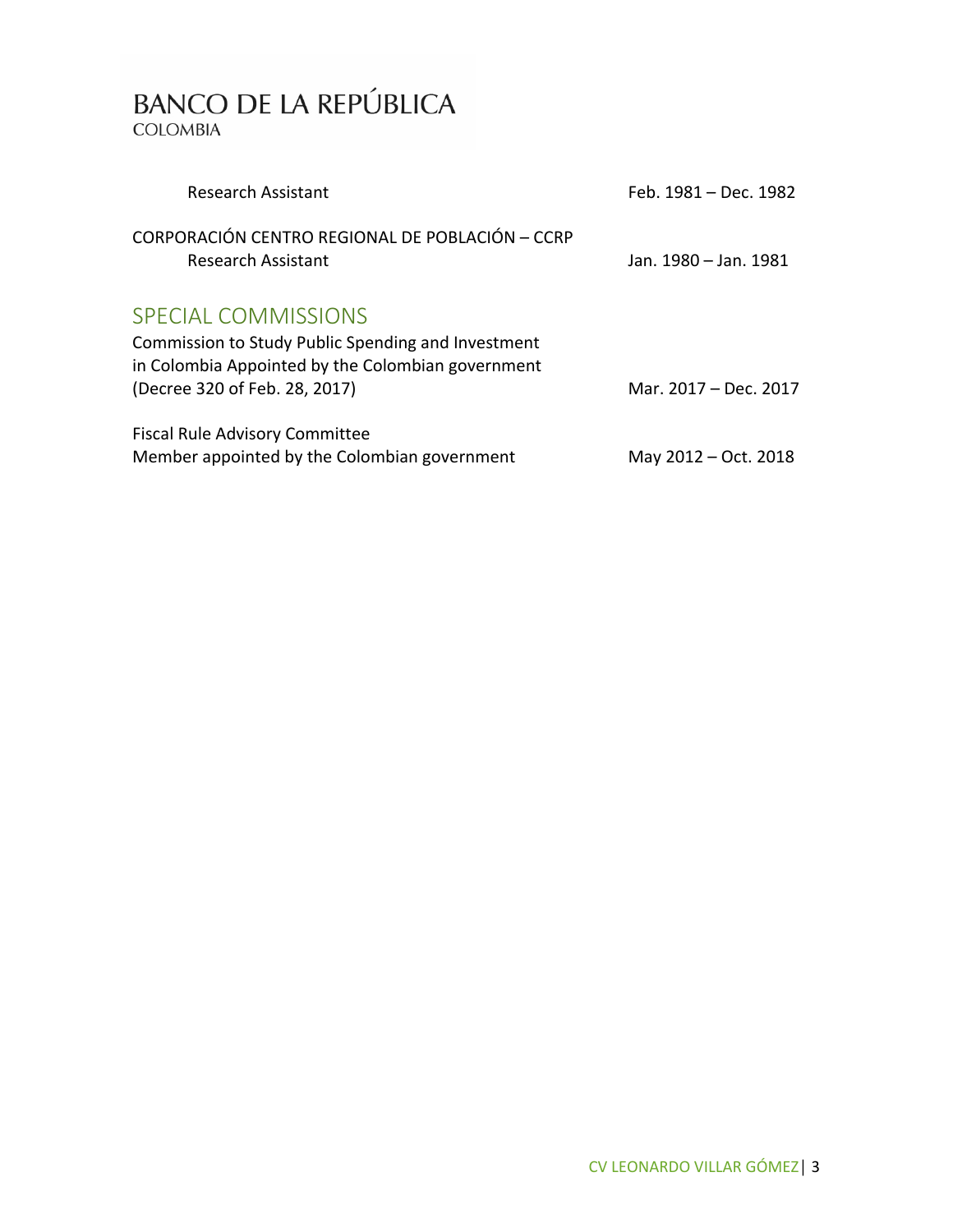Research Assistant — Feb. 1981 – Dec. 1982

CORPORACIÓN CENTRO REGIONAL DE POBLACIÓN – CCRP
Research Assistant — Jan. 1980 – Jan. 1981

## SPECIAL COMMISSIONS

Commission to Study Public Spending and Investment in Colombia Appointed by the Colombian government (Decree 320 of Feb. 28, 2017) — Mar. 2017 – Dec. 2017

Fiscal Rule Advisory Committee
Member appointed by the Colombian government — May 2012 – Oct. 2018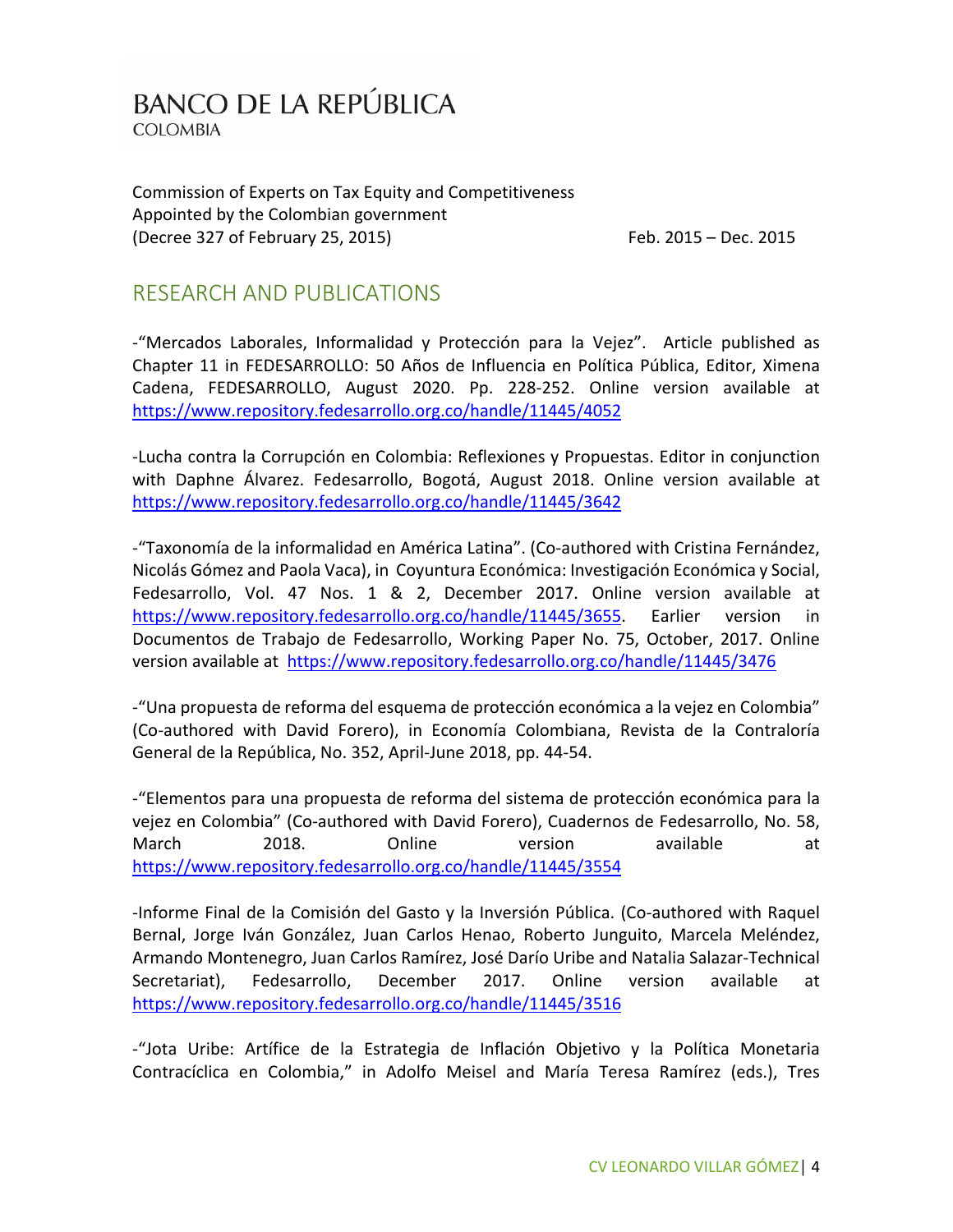Commission of Experts on Tax Equity and Competitiveness
Appointed by the Colombian government
(Decree 327 of February 25, 2015) Feb. 2015 – Dec. 2015

## RESEARCH AND PUBLICATIONS

-"Mercados Laborales, Informalidad y Protección para la Vejez". Article published as Chapter 11 in FEDESARROLLO: 50 Años de Influencia en Política Pública, Editor, Ximena Cadena, FEDESARROLLO, August 2020. Pp. 228-252. Online version available at https://www.repository.fedesarrollo.org.co/handle/11445/4052

-Lucha contra la Corrupción en Colombia: Reflexiones y Propuestas. Editor in conjunction with Daphne Álvarez. Fedesarrollo, Bogotá, August 2018. Online version available at https://www.repository.fedesarrollo.org.co/handle/11445/3642

-"Taxonomía de la informalidad en América Latina". (Co-authored with Cristina Fernández, Nicolás Gómez and Paola Vaca), in Coyuntura Económica: Investigación Económica y Social, Fedesarrollo, Vol. 47 Nos. 1 & 2, December 2017. Online version available at https://www.repository.fedesarrollo.org.co/handle/11445/3655. Earlier version in Documentos de Trabajo de Fedesarrollo, Working Paper No. 75, October, 2017. Online version available at https://www.repository.fedesarrollo.org.co/handle/11445/3476

-"Una propuesta de reforma del esquema de protección económica a la vejez en Colombia" (Co-authored with David Forero), in Economía Colombiana, Revista de la Contraloría General de la República, No. 352, April-June 2018, pp. 44-54.

-"Elementos para una propuesta de reforma del sistema de protección económica para la vejez en Colombia" (Co-authored with David Forero), Cuadernos de Fedesarrollo, No. 58, March 2018. Online version available at https://www.repository.fedesarrollo.org.co/handle/11445/3554

-Informe Final de la Comisión del Gasto y la Inversión Pública. (Co-authored with Raquel Bernal, Jorge Iván González, Juan Carlos Henao, Roberto Junguito, Marcela Meléndez, Armando Montenegro, Juan Carlos Ramírez, José Darío Uribe and Natalia Salazar-Technical Secretariat), Fedesarrollo, December 2017. Online version available at https://www.repository.fedesarrollo.org.co/handle/11445/3516

-"Jota Uribe: Artífice de la Estrategia de Inflación Objetivo y la Política Monetaria Contracíclica en Colombia," in Adolfo Meisel and María Teresa Ramírez (eds.), Tres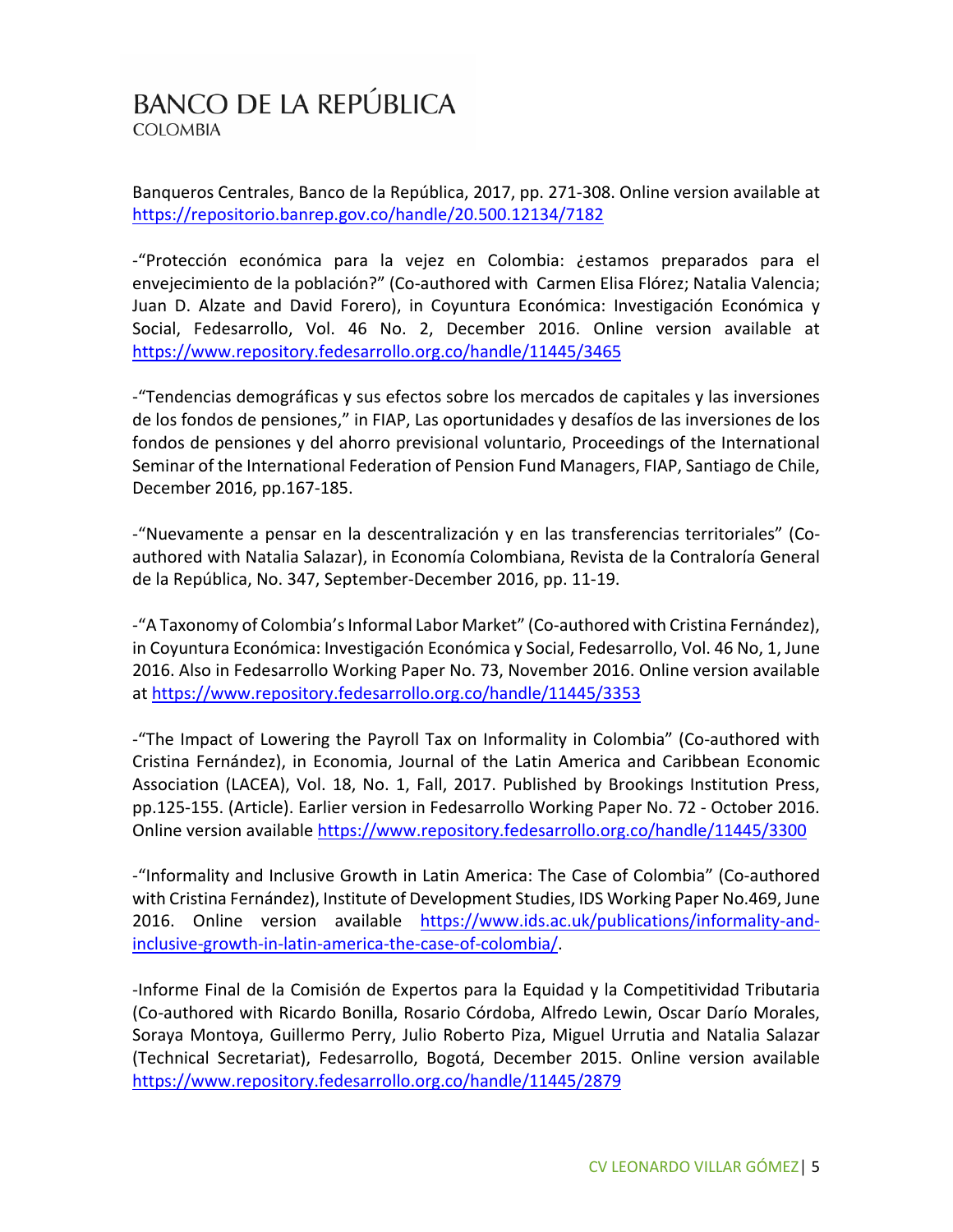Banqueros Centrales, Banco de la República, 2017, pp. 271-308. Online version available at https://repositorio.banrep.gov.co/handle/20.500.12134/7182

-“Protección económica para la vejez en Colombia: ¿estamos preparados para el envejecimiento de la población?” (Co-authored with Carmen Elisa Flórez; Natalia Valencia; Juan D. Alzate and David Forero), in Coyuntura Económica: Investigación Económica y Social, Fedesarrollo, Vol. 46 No. 2, December 2016. Online version available at https://www.repository.fedesarrollo.org.co/handle/11445/3465

-“Tendencias demográficas y sus efectos sobre los mercados de capitales y las inversiones de los fondos de pensiones,” in FIAP, Las oportunidades y desafíos de las inversiones de los fondos de pensiones y del ahorro previsional voluntario, Proceedings of the International Seminar of the International Federation of Pension Fund Managers, FIAP, Santiago de Chile, December 2016, pp.167-185.

-“Nuevamente a pensar en la descentralización y en las transferencias territoriales” (Co-authored with Natalia Salazar), in Economía Colombiana, Revista de la Contraloría General de la República, No. 347, September-December 2016, pp. 11-19.

-“A Taxonomy of Colombia’s Informal Labor Market” (Co-authored with Cristina Fernández), in Coyuntura Económica: Investigación Económica y Social, Fedesarrollo, Vol. 46 No, 1, June 2016. Also in Fedesarrollo Working Paper No. 73, November 2016. Online version available at https://www.repository.fedesarrollo.org.co/handle/11445/3353

-“The Impact of Lowering the Payroll Tax on Informality in Colombia” (Co-authored with Cristina Fernández), in Economia, Journal of the Latin America and Caribbean Economic Association (LACEA), Vol. 18, No. 1, Fall, 2017. Published by Brookings Institution Press, pp.125-155. (Article). Earlier version in Fedesarrollo Working Paper No. 72 - October 2016. Online version available https://www.repository.fedesarrollo.org.co/handle/11445/3300

-“Informality and Inclusive Growth in Latin America: The Case of Colombia” (Co-authored with Cristina Fernández), Institute of Development Studies, IDS Working Paper No.469, June 2016. Online version available https://www.ids.ac.uk/publications/informality-and-inclusive-growth-in-latin-america-the-case-of-colombia/.

-Informe Final de la Comisión de Expertos para la Equidad y la Competitividad Tributaria (Co-authored with Ricardo Bonilla, Rosario Córdoba, Alfredo Lewin, Oscar Darío Morales, Soraya Montoya, Guillermo Perry, Julio Roberto Piza, Miguel Urrutia and Natalia Salazar (Technical Secretariat), Fedesarrollo, Bogotá, December 2015. Online version available https://www.repository.fedesarrollo.org.co/handle/11445/2879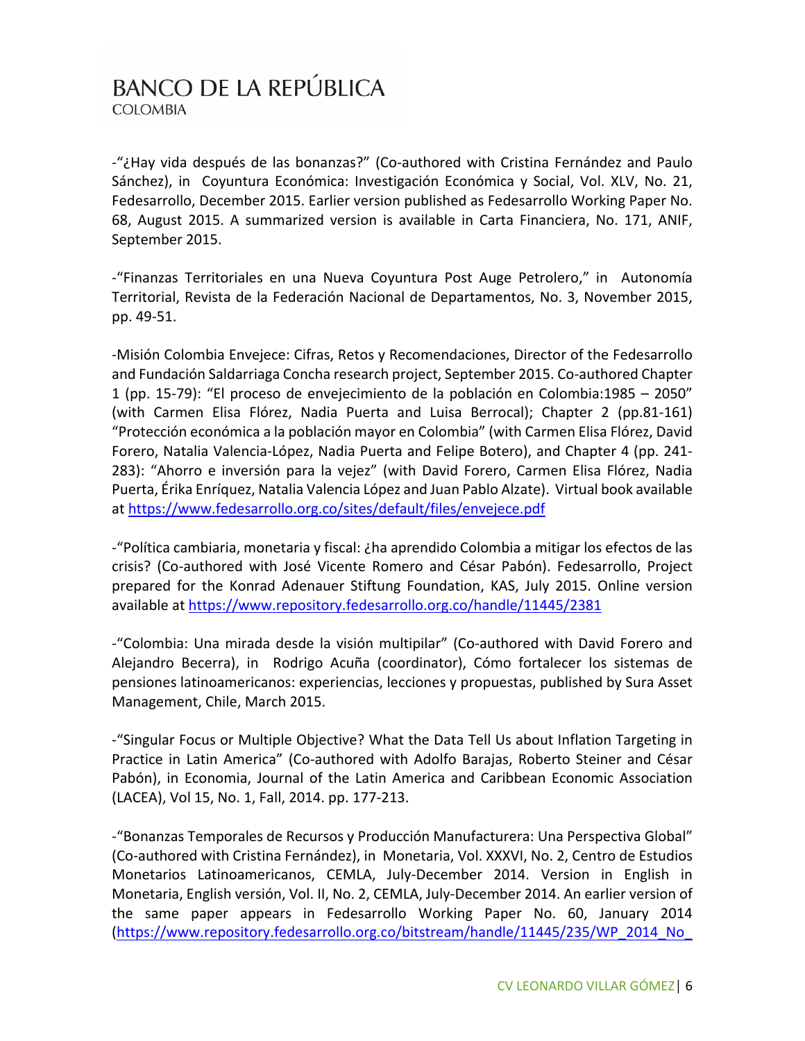-"¿Hay vida después de las bonanzas?" (Co-authored with Cristina Fernández and Paulo Sánchez), in Coyuntura Económica: Investigación Económica y Social, Vol. XLV, No. 21, Fedesarrollo, December 2015. Earlier version published as Fedesarrollo Working Paper No. 68, August 2015. A summarized version is available in Carta Financiera, No. 171, ANIF, September 2015.

-"Finanzas Territoriales en una Nueva Coyuntura Post Auge Petrolero," in Autonomía Territorial, Revista de la Federación Nacional de Departamentos, No. 3, November 2015, pp. 49-51.

-Misión Colombia Envejece: Cifras, Retos y Recomendaciones, Director of the Fedesarrollo and Fundación Saldarriaga Concha research project, September 2015. Co-authored Chapter 1 (pp. 15-79): "El proceso de envejecimiento de la población en Colombia:1985 – 2050" (with Carmen Elisa Flórez, Nadia Puerta and Luisa Berrocal); Chapter 2 (pp.81-161) "Protección económica a la población mayor en Colombia" (with Carmen Elisa Flórez, David Forero, Natalia Valencia-López, Nadia Puerta and Felipe Botero), and Chapter 4 (pp. 241-283): "Ahorro e inversión para la vejez" (with David Forero, Carmen Elisa Flórez, Nadia Puerta, Érika Enríquez, Natalia Valencia López and Juan Pablo Alzate). Virtual book available at https://www.fedesarrollo.org.co/sites/default/files/envejece.pdf

-"Política cambiaria, monetaria y fiscal: ¿ha aprendido Colombia a mitigar los efectos de las crisis? (Co-authored with José Vicente Romero and César Pabón). Fedesarrollo, Project prepared for the Konrad Adenauer Stiftung Foundation, KAS, July 2015. Online version available at https://www.repository.fedesarrollo.org.co/handle/11445/2381

-"Colombia: Una mirada desde la visión multipilar" (Co-authored with David Forero and Alejandro Becerra), in Rodrigo Acuña (coordinator), Cómo fortalecer los sistemas de pensiones latinoamericanos: experiencias, lecciones y propuestas, published by Sura Asset Management, Chile, March 2015.

-"Singular Focus or Multiple Objective? What the Data Tell Us about Inflation Targeting in Practice in Latin America" (Co-authored with Adolfo Barajas, Roberto Steiner and César Pabón), in Economia, Journal of the Latin America and Caribbean Economic Association (LACEA), Vol 15, No. 1, Fall, 2014. pp. 177-213.

-"Bonanzas Temporales de Recursos y Producción Manufacturera: Una Perspectiva Global" (Co-authored with Cristina Fernández), in Monetaria, Vol. XXXVI, No. 2, Centro de Estudios Monetarios Latinoamericanos, CEMLA, July-December 2014. Version in English in Monetaria, English versión, Vol. II, No. 2, CEMLA, July-December 2014. An earlier version of the same paper appears in Fedesarrollo Working Paper No. 60, January 2014 (https://www.repository.fedesarrollo.org.co/bitstream/handle/11445/235/WP_2014_No_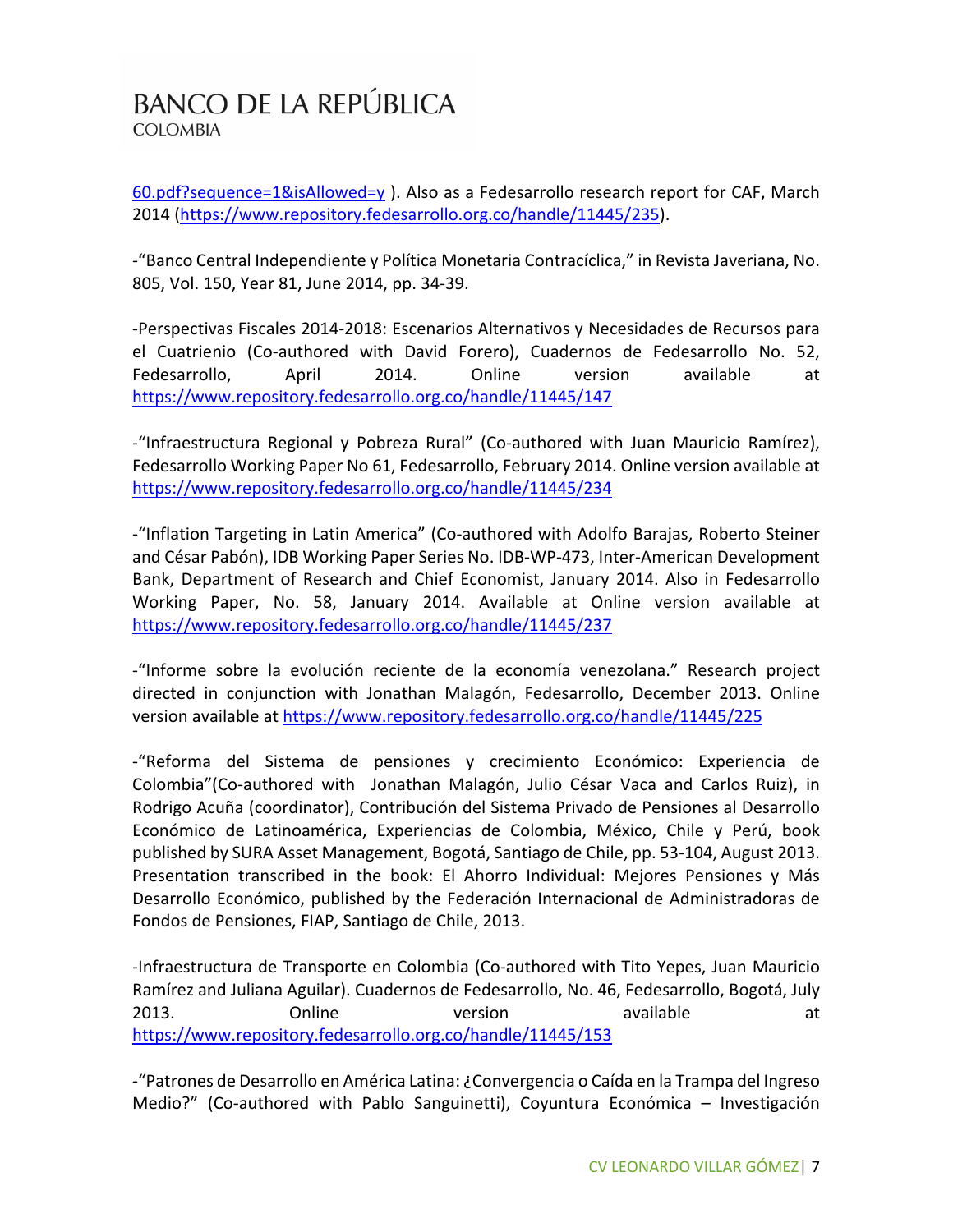60.pdf?sequence=1&isAllowed=y ). Also as a Fedesarrollo research report for CAF, March 2014 (https://www.repository.fedesarrollo.org.co/handle/11445/235).

-"Banco Central Independiente y Política Monetaria Contracíclica," in Revista Javeriana, No. 805, Vol. 150, Year 81, June 2014, pp. 34-39.

-Perspectivas Fiscales 2014-2018: Escenarios Alternativos y Necesidades de Recursos para el Cuatrienio (Co-authored with David Forero), Cuadernos de Fedesarrollo No. 52, Fedesarrollo, April 2014. Online version available at https://www.repository.fedesarrollo.org.co/handle/11445/147

-"Infraestructura Regional y Pobreza Rural" (Co-authored with Juan Mauricio Ramírez), Fedesarrollo Working Paper No 61, Fedesarrollo, February 2014. Online version available at https://www.repository.fedesarrollo.org.co/handle/11445/234

-"Inflation Targeting in Latin America" (Co-authored with Adolfo Barajas, Roberto Steiner and César Pabón), IDB Working Paper Series No. IDB-WP-473, Inter-American Development Bank, Department of Research and Chief Economist, January 2014. Also in Fedesarrollo Working Paper, No. 58, January 2014. Available at Online version available at https://www.repository.fedesarrollo.org.co/handle/11445/237

-"Informe sobre la evolución reciente de la economía venezolana." Research project directed in conjunction with Jonathan Malagón, Fedesarrollo, December 2013. Online version available at https://www.repository.fedesarrollo.org.co/handle/11445/225

-"Reforma del Sistema de pensiones y crecimiento Económico: Experiencia de Colombia"(Co-authored with Jonathan Malagón, Julio César Vaca and Carlos Ruiz), in Rodrigo Acuña (coordinator), Contribución del Sistema Privado de Pensiones al Desarrollo Económico de Latinoamérica, Experiencias de Colombia, México, Chile y Perú, book published by SURA Asset Management, Bogotá, Santiago de Chile, pp. 53-104, August 2013. Presentation transcribed in the book: El Ahorro Individual: Mejores Pensiones y Más Desarrollo Económico, published by the Federación Internacional de Administradoras de Fondos de Pensiones, FIAP, Santiago de Chile, 2013.

-Infraestructura de Transporte en Colombia (Co-authored with Tito Yepes, Juan Mauricio Ramírez and Juliana Aguilar). Cuadernos de Fedesarrollo, No. 46, Fedesarrollo, Bogotá, July 2013. Online version available at https://www.repository.fedesarrollo.org.co/handle/11445/153

-"Patrones de Desarrollo en América Latina: ¿Convergencia o Caída en la Trampa del Ingreso Medio?" (Co-authored with Pablo Sanguinetti), Coyuntura Económica – Investigación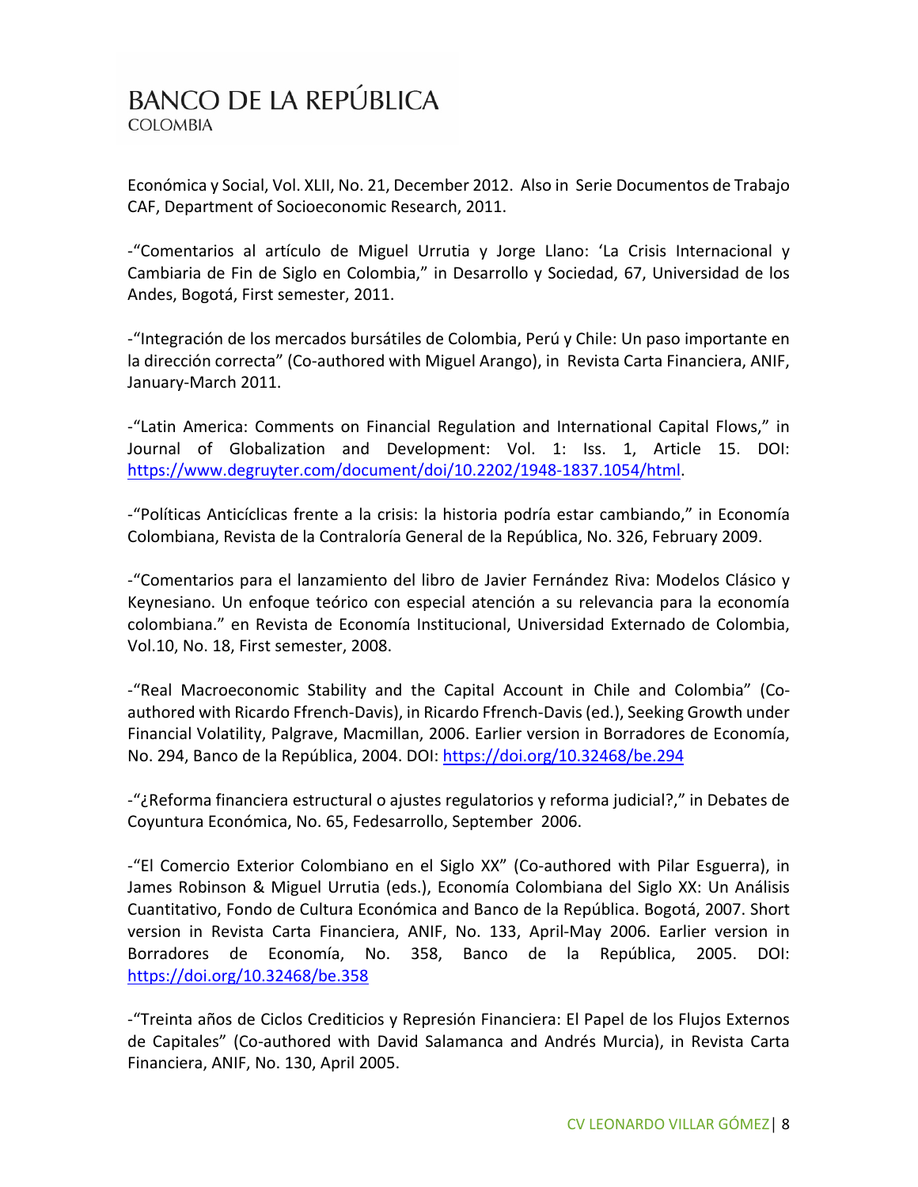Económica y Social, Vol. XLII, No. 21, December 2012. Also in Serie Documentos de Trabajo CAF, Department of Socioeconomic Research, 2011.

-"Comentarios al artículo de Miguel Urrutia y Jorge Llano: 'La Crisis Internacional y Cambiaria de Fin de Siglo en Colombia," in Desarrollo y Sociedad, 67, Universidad de los Andes, Bogotá, First semester, 2011.

-"Integración de los mercados bursátiles de Colombia, Perú y Chile: Un paso importante en la dirección correcta" (Co-authored with Miguel Arango), in Revista Carta Financiera, ANIF, January-March 2011.

-"Latin America: Comments on Financial Regulation and International Capital Flows," in Journal of Globalization and Development: Vol. 1: Iss. 1, Article 15. DOI: https://www.degruyter.com/document/doi/10.2202/1948-1837.1054/html.

-"Políticas Anticíclicas frente a la crisis: la historia podría estar cambiando," in Economía Colombiana, Revista de la Contraloría General de la República, No. 326, February 2009.

-"Comentarios para el lanzamiento del libro de Javier Fernández Riva: Modelos Clásico y Keynesiano. Un enfoque teórico con especial atención a su relevancia para la economía colombiana." en Revista de Economía Institucional, Universidad Externado de Colombia, Vol.10, No. 18, First semester, 2008.

-"Real Macroeconomic Stability and the Capital Account in Chile and Colombia" (Co-authored with Ricardo Ffrench-Davis), in Ricardo Ffrench-Davis (ed.), Seeking Growth under Financial Volatility, Palgrave, Macmillan, 2006. Earlier version in Borradores de Economía, No. 294, Banco de la República, 2004. DOI: https://doi.org/10.32468/be.294

-"¿Reforma financiera estructural o ajustes regulatorios y reforma judicial?," in Debates de Coyuntura Económica, No. 65, Fedesarrollo, September 2006.

-"El Comercio Exterior Colombiano en el Siglo XX" (Co-authored with Pilar Esguerra), in James Robinson & Miguel Urrutia (eds.), Economía Colombiana del Siglo XX: Un Análisis Cuantitativo, Fondo de Cultura Económica and Banco de la República. Bogotá, 2007. Short version in Revista Carta Financiera, ANIF, No. 133, April-May 2006. Earlier version in Borradores de Economía, No. 358, Banco de la República, 2005. DOI: https://doi.org/10.32468/be.358

-"Treinta años de Ciclos Crediticios y Represión Financiera: El Papel de los Flujos Externos de Capitales" (Co-authored with David Salamanca and Andrés Murcia), in Revista Carta Financiera, ANIF, No. 130, April 2005.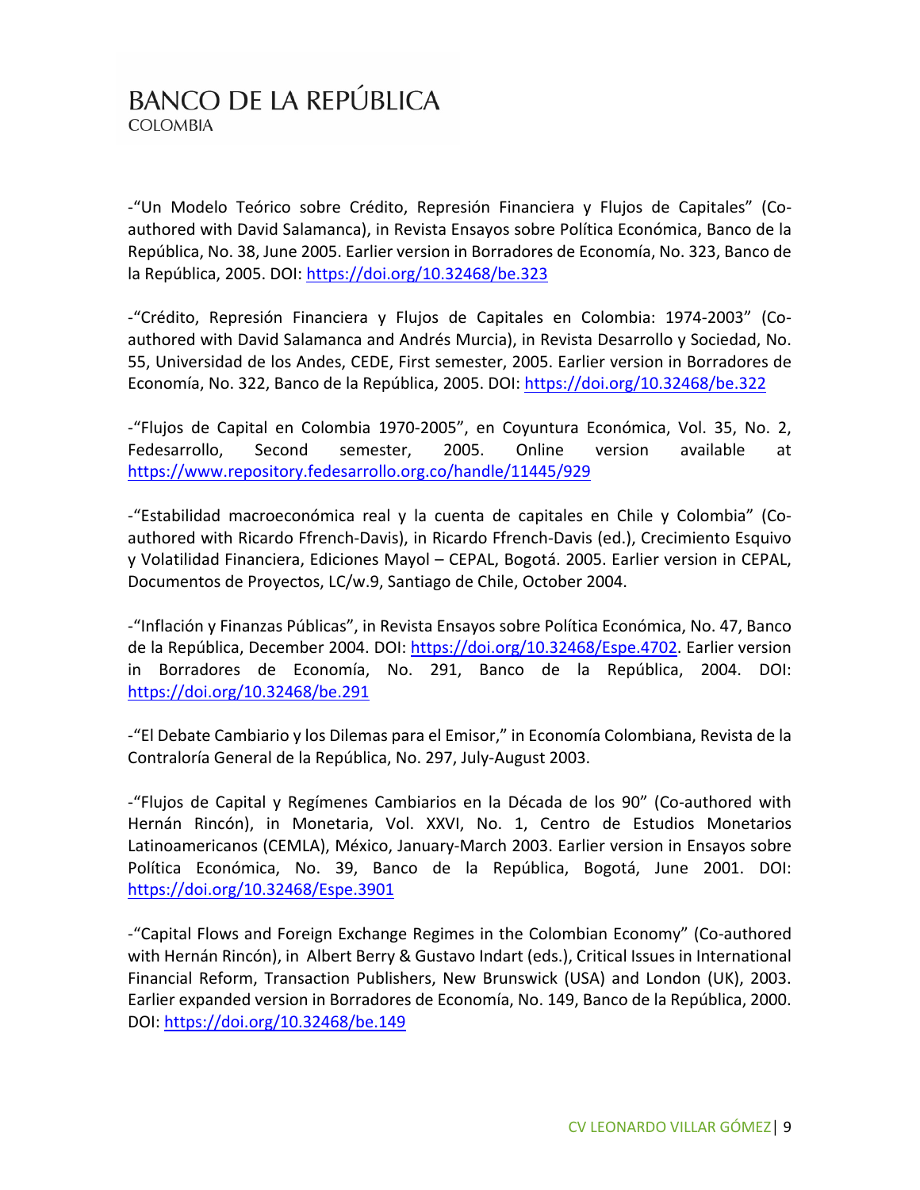-"Un Modelo Teórico sobre Crédito, Represión Financiera y Flujos de Capitales" (Co-authored with David Salamanca), in Revista Ensayos sobre Política Económica, Banco de la República, No. 38, June 2005. Earlier version in Borradores de Economía, No. 323, Banco de la República, 2005. DOI: https://doi.org/10.32468/be.323

-"Crédito, Represión Financiera y Flujos de Capitales en Colombia: 1974-2003" (Co-authored with David Salamanca and Andrés Murcia), in Revista Desarrollo y Sociedad, No. 55, Universidad de los Andes, CEDE, First semester, 2005. Earlier version in Borradores de Economía, No. 322, Banco de la República, 2005. DOI: https://doi.org/10.32468/be.322

-"Flujos de Capital en Colombia 1970-2005", en Coyuntura Económica, Vol. 35, No. 2, Fedesarrollo, Second semester, 2005. Online version available at https://www.repository.fedesarrollo.org.co/handle/11445/929

-"Estabilidad macroeconómica real y la cuenta de capitales en Chile y Colombia" (Co-authored with Ricardo Ffrench-Davis), in Ricardo Ffrench-Davis (ed.), Crecimiento Esquivo y Volatilidad Financiera, Ediciones Mayol – CEPAL, Bogotá. 2005. Earlier version in CEPAL, Documentos de Proyectos, LC/w.9, Santiago de Chile, October 2004.

-"Inflación y Finanzas Públicas", in Revista Ensayos sobre Política Económica, No. 47, Banco de la República, December 2004. DOI: https://doi.org/10.32468/Espe.4702. Earlier version in Borradores de Economía, No. 291, Banco de la República, 2004. DOI: https://doi.org/10.32468/be.291

-"El Debate Cambiario y los Dilemas para el Emisor," in Economía Colombiana, Revista de la Contraloría General de la República, No. 297, July-August 2003.

-"Flujos de Capital y Regímenes Cambiarios en la Década de los 90" (Co-authored with Hernán Rincón), in Monetaria, Vol. XXVI, No. 1, Centro de Estudios Monetarios Latinoamericanos (CEMLA), México, January-March 2003. Earlier version in Ensayos sobre Política Económica, No. 39, Banco de la República, Bogotá, June 2001. DOI: https://doi.org/10.32468/Espe.3901

-"Capital Flows and Foreign Exchange Regimes in the Colombian Economy" (Co-authored with Hernán Rincón), in Albert Berry & Gustavo Indart (eds.), Critical Issues in International Financial Reform, Transaction Publishers, New Brunswick (USA) and London (UK), 2003. Earlier expanded version in Borradores de Economía, No. 149, Banco de la República, 2000. DOI: https://doi.org/10.32468/be.149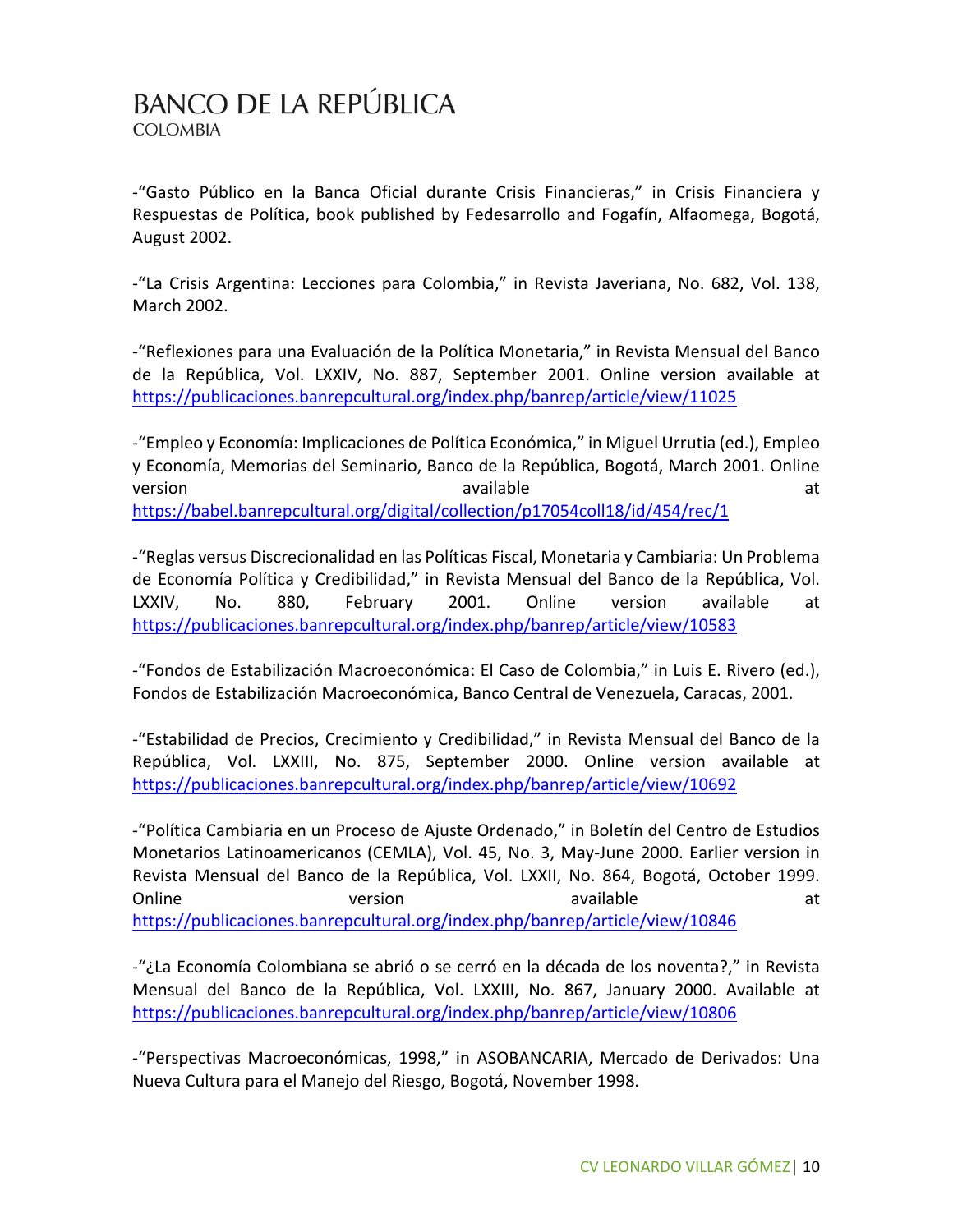-“Gasto Público en la Banca Oficial durante Crisis Financieras,” in Crisis Financiera y Respuestas de Política, book published by Fedesarrollo and Fogafín, Alfaomega, Bogotá, August 2002.

-“La Crisis Argentina: Lecciones para Colombia,” in Revista Javeriana, No. 682, Vol. 138, March 2002.

-“Reflexiones para una Evaluación de la Política Monetaria,” in Revista Mensual del Banco de la República, Vol. LXXIV, No. 887, September 2001. Online version available at https://publicaciones.banrepcultural.org/index.php/banrep/article/view/11025

-“Empleo y Economía: Implicaciones de Política Económica,” in Miguel Urrutia (ed.), Empleo y Economía, Memorias del Seminario, Banco de la República, Bogotá, March 2001. Online version available at https://babel.banrepcultural.org/digital/collection/p17054coll18/id/454/rec/1

-“Reglas versus Discrecionalidad en las Políticas Fiscal, Monetaria y Cambiaria: Un Problema de Economía Política y Credibilidad,” in Revista Mensual del Banco de la República, Vol. LXXIV, No. 880, February 2001. Online version available at https://publicaciones.banrepcultural.org/index.php/banrep/article/view/10583

-“Fondos de Estabilización Macroeconómica: El Caso de Colombia,” in Luis E. Rivero (ed.), Fondos de Estabilización Macroeconómica, Banco Central de Venezuela, Caracas, 2001.

-“Estabilidad de Precios, Crecimiento y Credibilidad,” in Revista Mensual del Banco de la República, Vol. LXXIII, No. 875, September 2000. Online version available at https://publicaciones.banrepcultural.org/index.php/banrep/article/view/10692

-“Política Cambiaria en un Proceso de Ajuste Ordenado,” in Boletín del Centro de Estudios Monetarios Latinoamericanos (CEMLA), Vol. 45, No. 3, May-June 2000. Earlier version in Revista Mensual del Banco de la República, Vol. LXXII, No. 864, Bogotá, October 1999. Online version available at https://publicaciones.banrepcultural.org/index.php/banrep/article/view/10846

-“¿La Economía Colombiana se abrió o se cerró en la década de los noventa?,” in Revista Mensual del Banco de la República, Vol. LXXIII, No. 867, January 2000. Available at https://publicaciones.banrepcultural.org/index.php/banrep/article/view/10806

-“Perspectivas Macroeconómicas, 1998,” in ASOBANCARIA, Mercado de Derivados: Una Nueva Cultura para el Manejo del Riesgo, Bogotá, November 1998.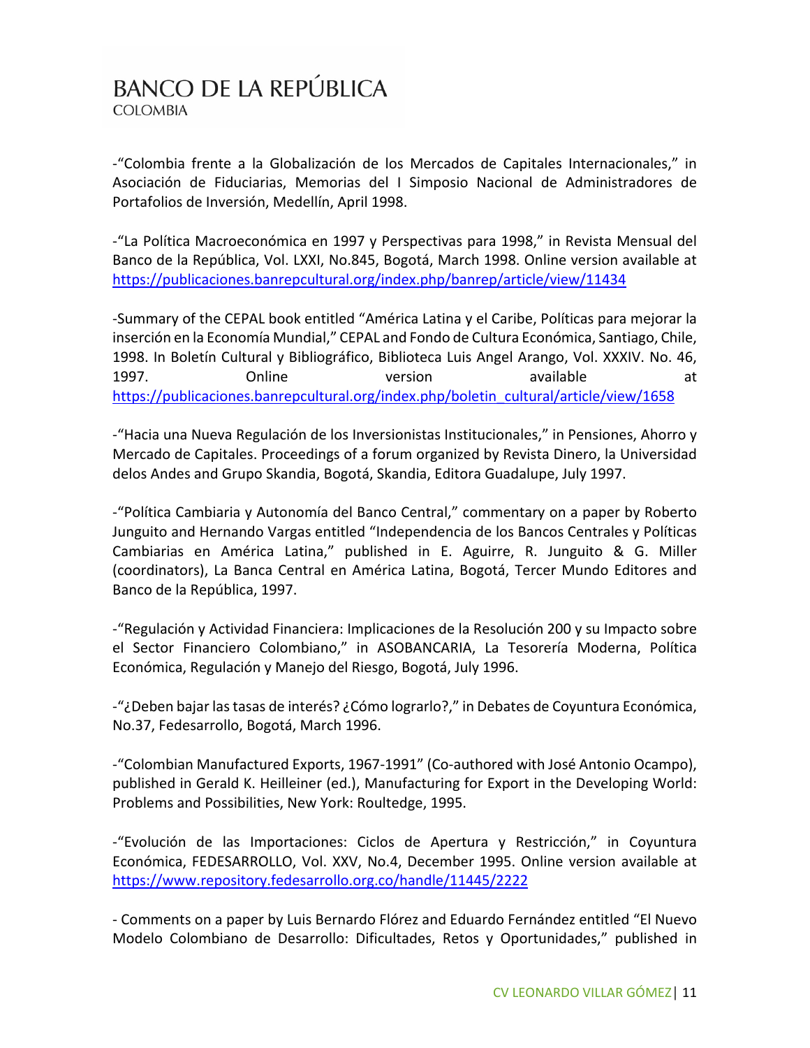-"Colombia frente a la Globalización de los Mercados de Capitales Internacionales," in Asociación de Fiduciarias, Memorias del I Simposio Nacional de Administradores de Portafolios de Inversión, Medellín, April 1998.

-"La Política Macroeconómica en 1997 y Perspectivas para 1998," in Revista Mensual del Banco de la República, Vol. LXXI, No.845, Bogotá, March 1998. Online version available at https://publicaciones.banrepcultural.org/index.php/banrep/article/view/11434

-Summary of the CEPAL book entitled "América Latina y el Caribe, Políticas para mejorar la inserción en la Economía Mundial," CEPAL and Fondo de Cultura Económica, Santiago, Chile, 1998. In Boletín Cultural y Bibliográfico, Biblioteca Luis Angel Arango, Vol. XXXIV. No. 46, 1997. Online version available at https://publicaciones.banrepcultural.org/index.php/boletin_cultural/article/view/1658

-"Hacia una Nueva Regulación de los Inversionistas Institucionales," in Pensiones, Ahorro y Mercado de Capitales. Proceedings of a forum organized by Revista Dinero, la Universidad delos Andes and Grupo Skandia, Bogotá, Skandia, Editora Guadalupe, July 1997.

-"Política Cambiaria y Autonomía del Banco Central," commentary on a paper by Roberto Junguito and Hernando Vargas entitled "Independencia de los Bancos Centrales y Políticas Cambiarias en América Latina," published in E. Aguirre, R. Junguito & G. Miller (coordinators), La Banca Central en América Latina, Bogotá, Tercer Mundo Editores and Banco de la República, 1997.

-"Regulación y Actividad Financiera: Implicaciones de la Resolución 200 y su Impacto sobre el Sector Financiero Colombiano," in ASOBANCARIA, La Tesorería Moderna, Política Económica, Regulación y Manejo del Riesgo, Bogotá, July 1996.

-"¿Deben bajar las tasas de interés? ¿Cómo lograrlo?," in Debates de Coyuntura Económica, No.37, Fedesarrollo, Bogotá, March 1996.

-"Colombian Manufactured Exports, 1967-1991" (Co-authored with José Antonio Ocampo), published in Gerald K. Heilleiner (ed.), Manufacturing for Export in the Developing World: Problems and Possibilities, New York: Roultedge, 1995.

-"Evolución de las Importaciones: Ciclos de Apertura y Restricción," in Coyuntura Económica, FEDESARROLLO, Vol. XXV, No.4, December 1995. Online version available at https://www.repository.fedesarrollo.org.co/handle/11445/2222

- Comments on a paper by Luis Bernardo Flórez and Eduardo Fernández entitled "El Nuevo Modelo Colombiano de Desarrollo: Dificultades, Retos y Oportunidades," published in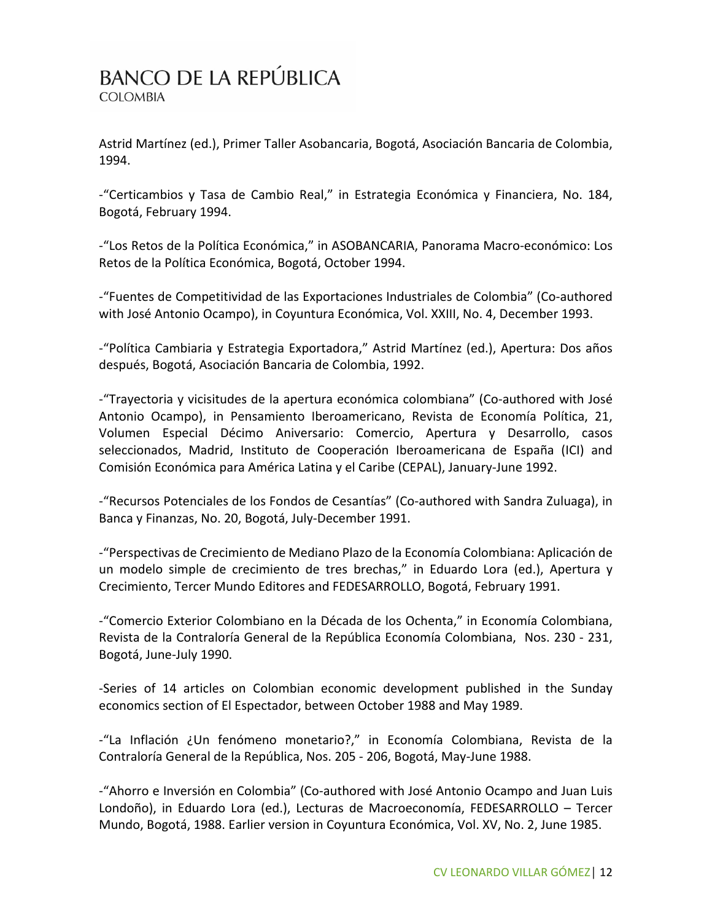Astrid Martínez (ed.), Primer Taller Asobancaria, Bogotá, Asociación Bancaria de Colombia, 1994.

-"Certicambios y Tasa de Cambio Real," in Estrategia Económica y Financiera, No. 184, Bogotá, February 1994.

-"Los Retos de la Política Económica," in ASOBANCARIA, Panorama Macro-económico: Los Retos de la Política Económica, Bogotá, October 1994.

-"Fuentes de Competitividad de las Exportaciones Industriales de Colombia" (Co-authored with José Antonio Ocampo), in Coyuntura Económica, Vol. XXIII, No. 4, December 1993.

-"Política Cambiaria y Estrategia Exportadora," Astrid Martínez (ed.), Apertura: Dos años después, Bogotá, Asociación Bancaria de Colombia, 1992.

-"Trayectoria y vicisitudes de la apertura económica colombiana" (Co-authored with José Antonio Ocampo), in Pensamiento Iberoamericano, Revista de Economía Política, 21, Volumen Especial Décimo Aniversario: Comercio, Apertura y Desarrollo, casos seleccionados, Madrid, Instituto de Cooperación Iberoamericana de España (ICI) and Comisión Económica para América Latina y el Caribe (CEPAL), January-June 1992.

-"Recursos Potenciales de los Fondos de Cesantías" (Co-authored with Sandra Zuluaga), in Banca y Finanzas, No. 20, Bogotá, July-December 1991.

-"Perspectivas de Crecimiento de Mediano Plazo de la Economía Colombiana: Aplicación de un modelo simple de crecimiento de tres brechas," in Eduardo Lora (ed.), Apertura y Crecimiento, Tercer Mundo Editores and FEDESARROLLO, Bogotá, February 1991.

-"Comercio Exterior Colombiano en la Década de los Ochenta," in Economía Colombiana, Revista de la Contraloría General de la República Economía Colombiana, Nos. 230 - 231, Bogotá, June-July 1990.

-Series of 14 articles on Colombian economic development published in the Sunday economics section of El Espectador, between October 1988 and May 1989.

-"La Inflación ¿Un fenómeno monetario?," in Economía Colombiana, Revista de la Contraloría General de la República, Nos. 205 - 206, Bogotá, May-June 1988.

-"Ahorro e Inversión en Colombia" (Co-authored with José Antonio Ocampo and Juan Luis Londoño), in Eduardo Lora (ed.), Lecturas de Macroeconomía, FEDESARROLLO – Tercer Mundo, Bogotá, 1988. Earlier version in Coyuntura Económica, Vol. XV, No. 2, June 1985.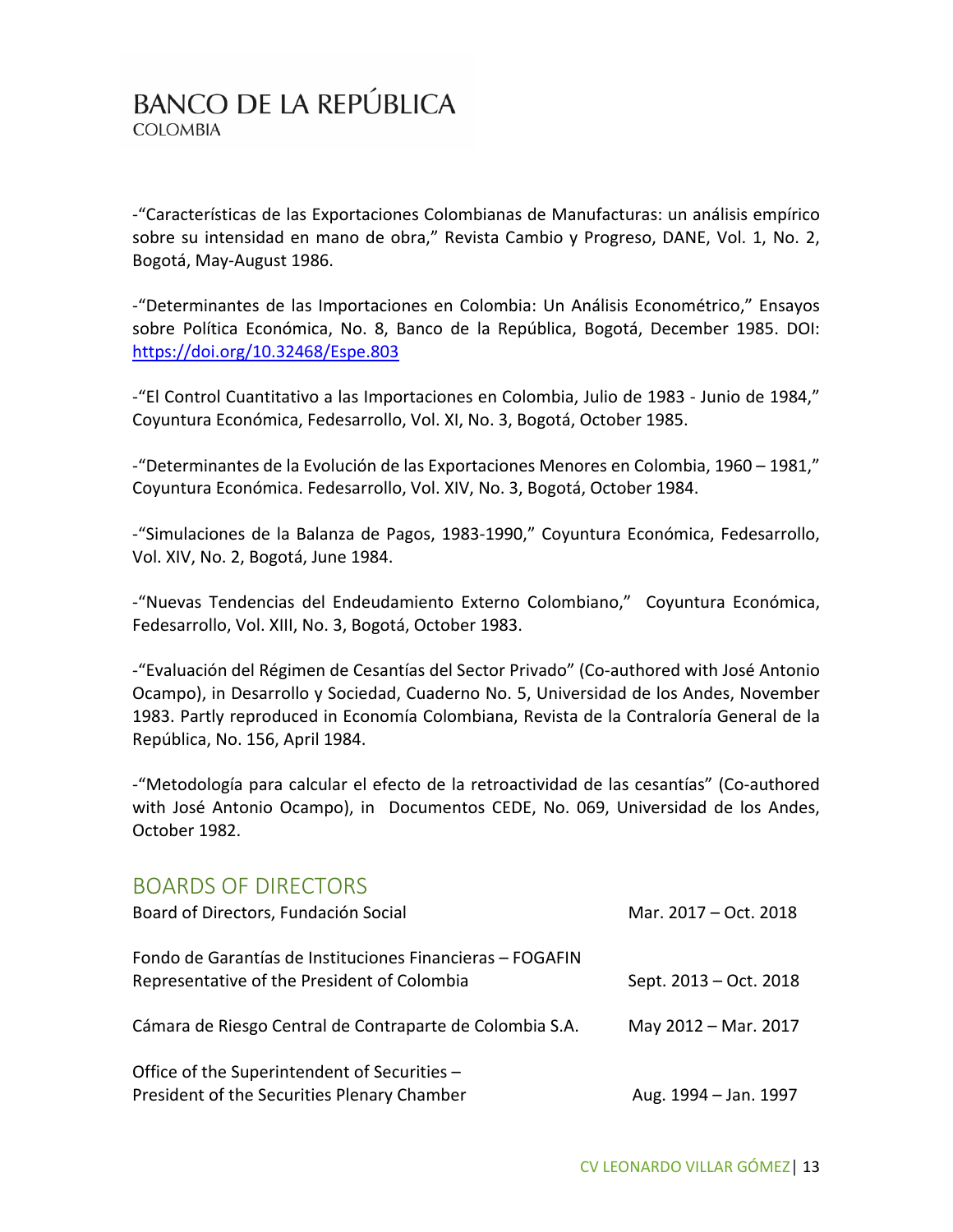-"Características de las Exportaciones Colombianas de Manufacturas: un análisis empírico sobre su intensidad en mano de obra," Revista Cambio y Progreso, DANE, Vol. 1, No. 2, Bogotá, May-August 1986.

-"Determinantes de las Importaciones en Colombia: Un Análisis Econométrico," Ensayos sobre Política Económica, No. 8, Banco de la República, Bogotá, December 1985. DOI: https://doi.org/10.32468/Espe.803

-"El Control Cuantitativo a las Importaciones en Colombia, Julio de 1983 - Junio de 1984," Coyuntura Económica, Fedesarrollo, Vol. XI, No. 3, Bogotá, October 1985.

-"Determinantes de la Evolución de las Exportaciones Menores en Colombia, 1960 – 1981," Coyuntura Económica. Fedesarrollo, Vol. XIV, No. 3, Bogotá, October 1984.

-"Simulaciones de la Balanza de Pagos, 1983-1990," Coyuntura Económica, Fedesarrollo, Vol. XIV, No. 2, Bogotá, June 1984.

-"Nuevas Tendencias del Endeudamiento Externo Colombiano," Coyuntura Económica, Fedesarrollo, Vol. XIII, No. 3, Bogotá, October 1983.

-"Evaluación del Régimen de Cesantías del Sector Privado" (Co-authored with José Antonio Ocampo), in Desarrollo y Sociedad, Cuaderno No. 5, Universidad de los Andes, November 1983. Partly reproduced in Economía Colombiana, Revista de la Contraloría General de la República, No. 156, April 1984.

-"Metodología para calcular el efecto de la retroactividad de las cesantías" (Co-authored with José Antonio Ocampo), in Documentos CEDE, No. 069, Universidad de los Andes, October 1982.

## BOARDS OF DIRECTORS

| | |
|---|---|
| Board of Directors, Fundación Social | Mar. 2017 – Oct. 2018 |
| Fondo de Garantías de Instituciones Financieras – FOGAFIN<br>Representative of the President of Colombia | Sept. 2013 – Oct. 2018 |
| Cámara de Riesgo Central de Contraparte de Colombia S.A. | May 2012 – Mar. 2017 |
| Office of the Superintendent of Securities –<br>President of the Securities Plenary Chamber | Aug. 1994 – Jan. 1997 |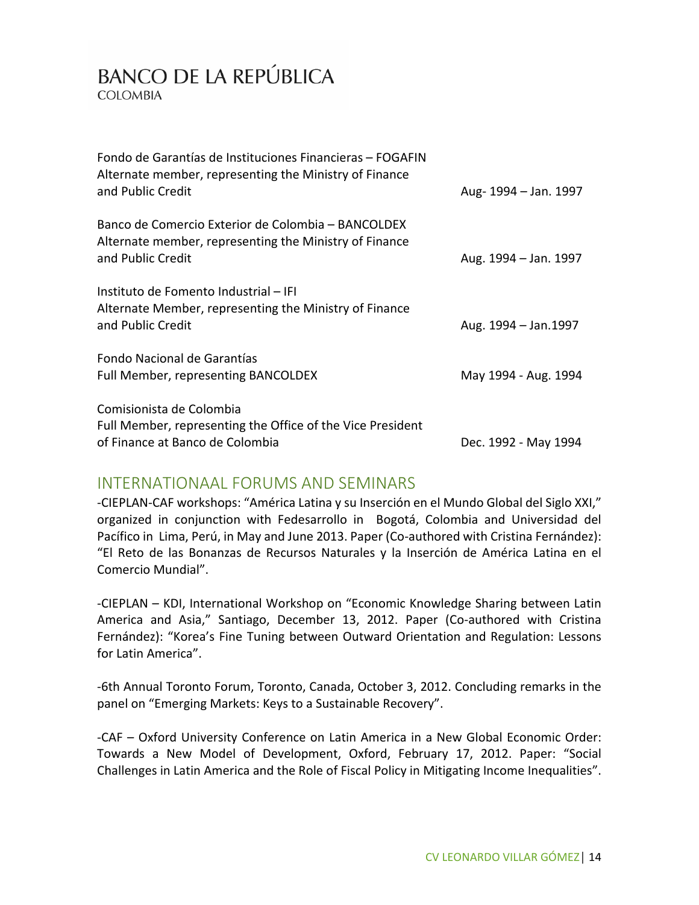Fondo de Garantías de Instituciones Financieras – FOGAFIN
Alternate member, representing the Ministry of Finance and Public Credit — Aug- 1994 – Jan. 1997

Banco de Comercio Exterior de Colombia – BANCOLDEX
Alternate member, representing the Ministry of Finance and Public Credit — Aug. 1994 – Jan. 1997

Instituto de Fomento Industrial – IFI
Alternate Member, representing the Ministry of Finance and Public Credit — Aug. 1994 – Jan.1997

Fondo Nacional de Garantías
Full Member, representing BANCOLDEX — May 1994 - Aug. 1994

Comisionista de Colombia
Full Member, representing the Office of the Vice President of Finance at Banco de Colombia — Dec. 1992 - May 1994

## INTERNATIONAAL FORUMS AND SEMINARS

-CIEPLAN-CAF workshops: "América Latina y su Inserción en el Mundo Global del Siglo XXI," organized in conjunction with Fedesarrollo in Bogotá, Colombia and Universidad del Pacífico in Lima, Perú, in May and June 2013. Paper (Co-authored with Cristina Fernández): "El Reto de las Bonanzas de Recursos Naturales y la Inserción de América Latina en el Comercio Mundial".

-CIEPLAN – KDI, International Workshop on "Economic Knowledge Sharing between Latin America and Asia," Santiago, December 13, 2012. Paper (Co-authored with Cristina Fernández): "Korea's Fine Tuning between Outward Orientation and Regulation: Lessons for Latin America".

-6th Annual Toronto Forum, Toronto, Canada, October 3, 2012. Concluding remarks in the panel on "Emerging Markets: Keys to a Sustainable Recovery".

-CAF – Oxford University Conference on Latin America in a New Global Economic Order: Towards a New Model of Development, Oxford, February 17, 2012. Paper: "Social Challenges in Latin America and the Role of Fiscal Policy in Mitigating Income Inequalities".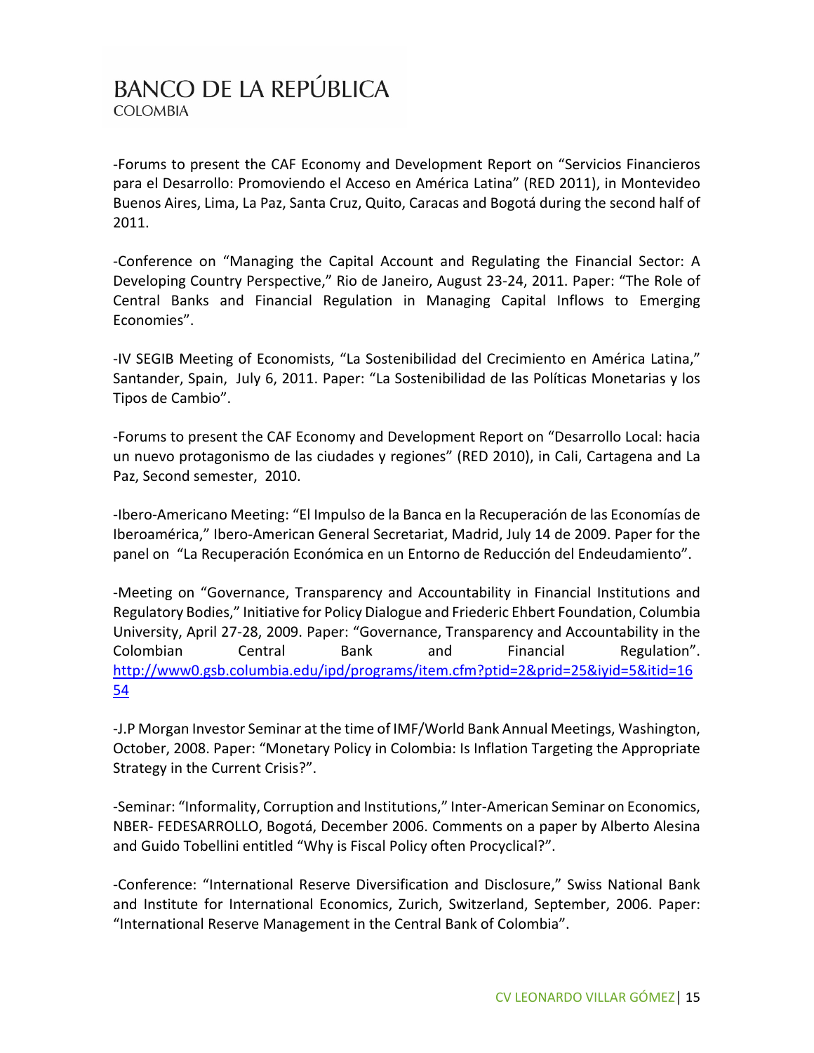-Forums to present the CAF Economy and Development Report on “Servicios Financieros para el Desarrollo: Promoviendo el Acceso en América Latina” (RED 2011), in Montevideo Buenos Aires, Lima, La Paz, Santa Cruz, Quito, Caracas and Bogotá during the second half of 2011.

-Conference on “Managing the Capital Account and Regulating the Financial Sector: A Developing Country Perspective,” Rio de Janeiro, August 23-24, 2011. Paper: “The Role of Central Banks and Financial Regulation in Managing Capital Inflows to Emerging Economies”.

-IV SEGIB Meeting of Economists, “La Sostenibilidad del Crecimiento en América Latina,” Santander, Spain, July 6, 2011. Paper: “La Sostenibilidad de las Políticas Monetarias y los Tipos de Cambio”.

-Forums to present the CAF Economy and Development Report on “Desarrollo Local: hacia un nuevo protagonismo de las ciudades y regiones” (RED 2010), in Cali, Cartagena and La Paz, Second semester, 2010.

-Ibero-Americano Meeting: “El Impulso de la Banca en la Recuperación de las Economías de Iberoamérica,” Ibero-American General Secretariat, Madrid, July 14 de 2009. Paper for the panel on “La Recuperación Económica en un Entorno de Reducción del Endeudamiento”.

-Meeting on “Governance, Transparency and Accountability in Financial Institutions and Regulatory Bodies,” Initiative for Policy Dialogue and Friederic Ehbert Foundation, Columbia University, April 27-28, 2009. Paper: “Governance, Transparency and Accountability in the Colombian Central Bank and Financial Regulation”. http://www0.gsb.columbia.edu/ipd/programs/item.cfm?ptid=2&prid=25&iyid=5&itid=1654

-J.P Morgan Investor Seminar at the time of IMF/World Bank Annual Meetings, Washington, October, 2008. Paper: “Monetary Policy in Colombia: Is Inflation Targeting the Appropriate Strategy in the Current Crisis?”.

-Seminar: “Informality, Corruption and Institutions,” Inter-American Seminar on Economics, NBER- FEDESARROLLO, Bogotá, December 2006. Comments on a paper by Alberto Alesina and Guido Tobellini entitled “Why is Fiscal Policy often Procyclical?”.

-Conference: “International Reserve Diversification and Disclosure,” Swiss National Bank and Institute for International Economics, Zurich, Switzerland, September, 2006. Paper: “International Reserve Management in the Central Bank of Colombia”.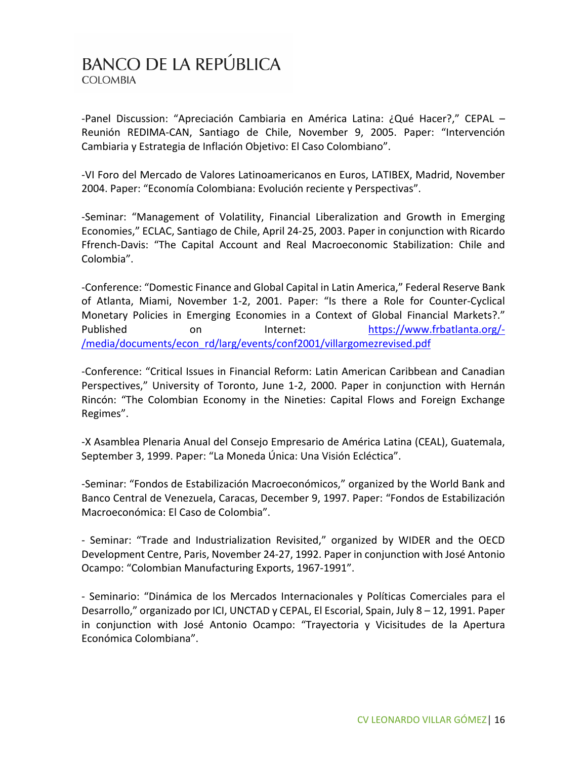-Panel Discussion: "Apreciación Cambiaria en América Latina: ¿Qué Hacer?," CEPAL – Reunión REDIMA-CAN, Santiago de Chile, November 9, 2005. Paper: "Intervención Cambiaria y Estrategia de Inflación Objetivo: El Caso Colombiano".

-VI Foro del Mercado de Valores Latinoamericanos en Euros, LATIBEX, Madrid, November 2004. Paper: "Economía Colombiana: Evolución reciente y Perspectivas".

-Seminar: "Management of Volatility, Financial Liberalization and Growth in Emerging Economies," ECLAC, Santiago de Chile, April 24-25, 2003. Paper in conjunction with Ricardo Ffrench-Davis: "The Capital Account and Real Macroeconomic Stabilization: Chile and Colombia".

-Conference: "Domestic Finance and Global Capital in Latin America," Federal Reserve Bank of Atlanta, Miami, November 1-2, 2001. Paper: "Is there a Role for Counter-Cyclical Monetary Policies in Emerging Economies in a Context of Global Financial Markets?." Published on Internet: [https://www.frbatlanta.org/-/media/documents/econ_rd/larg/events/conf2001/villargomezrevised.pdf](https://www.frbatlanta.org/-/media/documents/econ_rd/larg/events/conf2001/villargomezrevised.pdf)

-Conference: "Critical Issues in Financial Reform: Latin American Caribbean and Canadian Perspectives," University of Toronto, June 1-2, 2000. Paper in conjunction with Hernán Rincón: "The Colombian Economy in the Nineties: Capital Flows and Foreign Exchange Regimes".

-X Asamblea Plenaria Anual del Consejo Empresario de América Latina (CEAL), Guatemala, September 3, 1999. Paper: "La Moneda Única: Una Visión Ecléctica".

-Seminar: "Fondos de Estabilización Macroeconómicos," organized by the World Bank and Banco Central de Venezuela, Caracas, December 9, 1997. Paper: "Fondos de Estabilización Macroeconómica: El Caso de Colombia".

- Seminar: "Trade and Industrialization Revisited," organized by WIDER and the OECD Development Centre, Paris, November 24-27, 1992. Paper in conjunction with José Antonio Ocampo: "Colombian Manufacturing Exports, 1967-1991".

- Seminario: "Dinámica de los Mercados Internacionales y Políticas Comerciales para el Desarrollo," organizado por ICI, UNCTAD y CEPAL, El Escorial, Spain, July 8 – 12, 1991. Paper in conjunction with José Antonio Ocampo: "Trayectoria y Vicisitudes de la Apertura Económica Colombiana".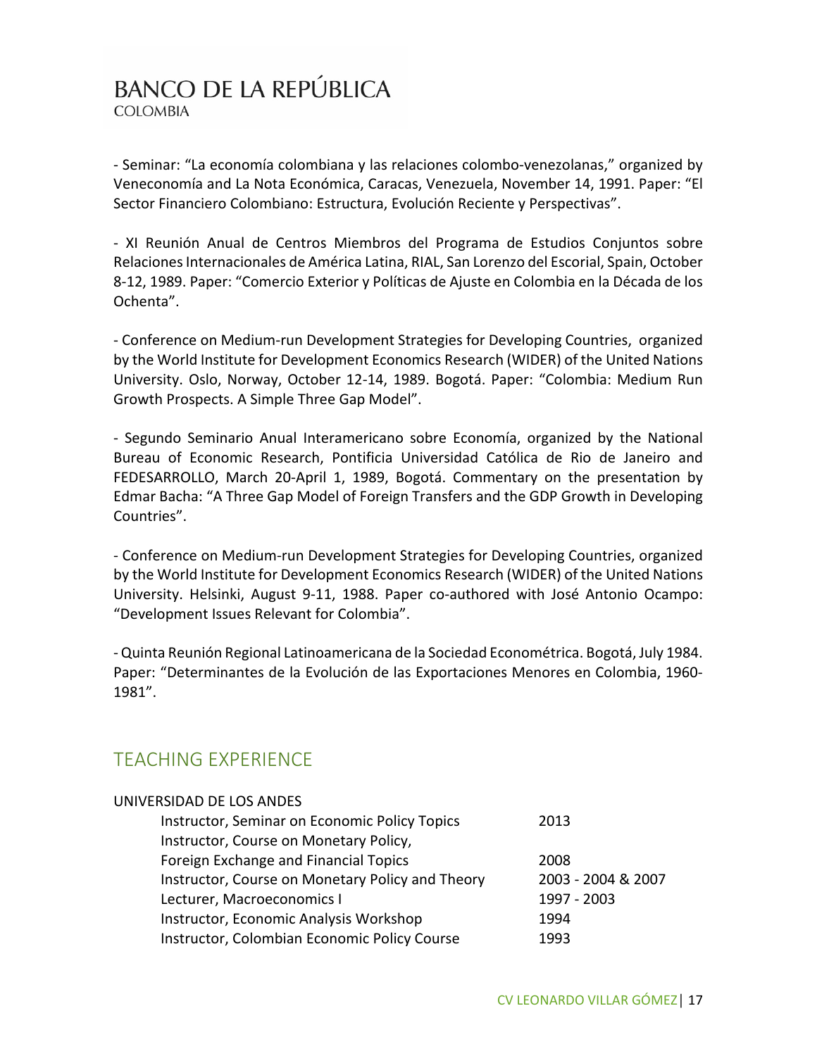- Seminar: "La economía colombiana y las relaciones colombo-venezolanas," organized by Veneconomía and La Nota Económica, Caracas, Venezuela, November 14, 1991. Paper: "El Sector Financiero Colombiano: Estructura, Evolución Reciente y Perspectivas".

- XI Reunión Anual de Centros Miembros del Programa de Estudios Conjuntos sobre Relaciones Internacionales de América Latina, RIAL, San Lorenzo del Escorial, Spain, October 8-12, 1989. Paper: "Comercio Exterior y Políticas de Ajuste en Colombia en la Década de los Ochenta".

- Conference on Medium-run Development Strategies for Developing Countries, organized by the World Institute for Development Economics Research (WIDER) of the United Nations University. Oslo, Norway, October 12-14, 1989. Bogotá. Paper: "Colombia: Medium Run Growth Prospects. A Simple Three Gap Model".

- Segundo Seminario Anual Interamericano sobre Economía, organized by the National Bureau of Economic Research, Pontificia Universidad Católica de Rio de Janeiro and FEDESARROLLO, March 20-April 1, 1989, Bogotá. Commentary on the presentation by Edmar Bacha: "A Three Gap Model of Foreign Transfers and the GDP Growth in Developing Countries".

- Conference on Medium-run Development Strategies for Developing Countries, organized by the World Institute for Development Economics Research (WIDER) of the United Nations University. Helsinki, August 9-11, 1988. Paper co-authored with José Antonio Ocampo: "Development Issues Relevant for Colombia".

- Quinta Reunión Regional Latinoamericana de la Sociedad Econométrica. Bogotá, July 1984. Paper: "Determinantes de la Evolución de las Exportaciones Menores en Colombia, 1960-1981".

## TEACHING EXPERIENCE

UNIVERSIDAD DE LOS ANDES

| | |
|---|---|
| Instructor, Seminar on Economic Policy Topics | 2013 |
| Instructor, Course on Monetary Policy, Foreign Exchange and Financial Topics | 2008 |
| Instructor, Course on Monetary Policy and Theory | 2003 - 2004 & 2007 |
| Lecturer, Macroeconomics I | 1997 - 2003 |
| Instructor, Economic Analysis Workshop | 1994 |
| Instructor, Colombian Economic Policy Course | 1993 |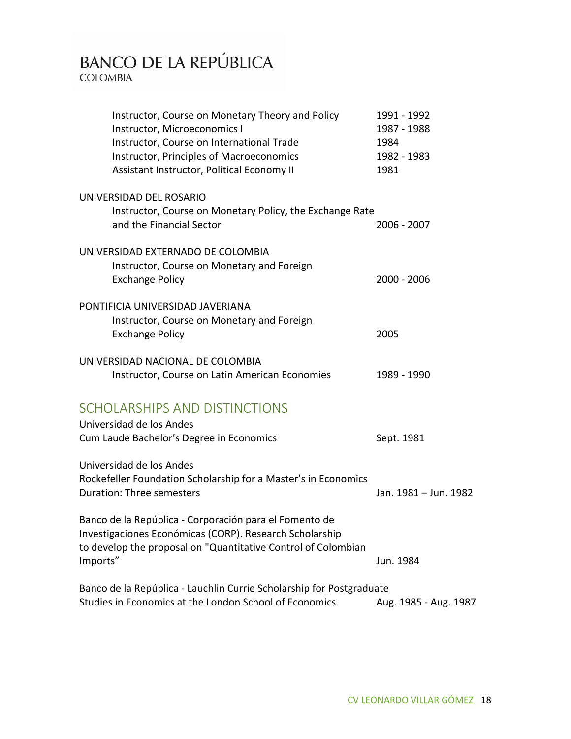| | |
|---|---|
| Instructor, Course on Monetary Theory and Policy | 1991 - 1992 |
| Instructor, Microeconomics I | 1987 - 1988 |
| Instructor, Course on International Trade | 1984 |
| Instructor, Principles of Macroeconomics | 1982 - 1983 |
| Assistant Instructor, Political Economy II | 1981 |

UNIVERSIDAD DEL ROSARIO

| | |
|---|---|
| Instructor, Course on Monetary Policy, the Exchange Rate and the Financial Sector | 2006 - 2007 |

UNIVERSIDAD EXTERNADO DE COLOMBIA

| | |
|---|---|
| Instructor, Course on Monetary and Foreign Exchange Policy | 2000 - 2006 |

PONTIFICIA UNIVERSIDAD JAVERIANA

| | |
|---|---|
| Instructor, Course on Monetary and Foreign Exchange Policy | 2005 |

UNIVERSIDAD NACIONAL DE COLOMBIA

| | |
|---|---|
| Instructor, Course on Latin American Economies | 1989 - 1990 |

## SCHOLARSHIPS AND DISTINCTIONS

| | |
|---|---|
| Universidad de los Andes<br>Cum Laude Bachelor's Degree in Economics | Sept. 1981 |
| Universidad de los Andes<br>Rockefeller Foundation Scholarship for a Master's in Economics<br>Duration: Three semesters | Jan. 1981 – Jun. 1982 |
| Banco de la República - Corporación para el Fomento de Investigaciones Económicas (CORP). Research Scholarship to develop the proposal on "Quantitative Control of Colombian Imports" | Jun. 1984 |
| Banco de la República - Lauchlin Currie Scholarship for Postgraduate Studies in Economics at the London School of Economics | Aug. 1985 - Aug. 1987 |